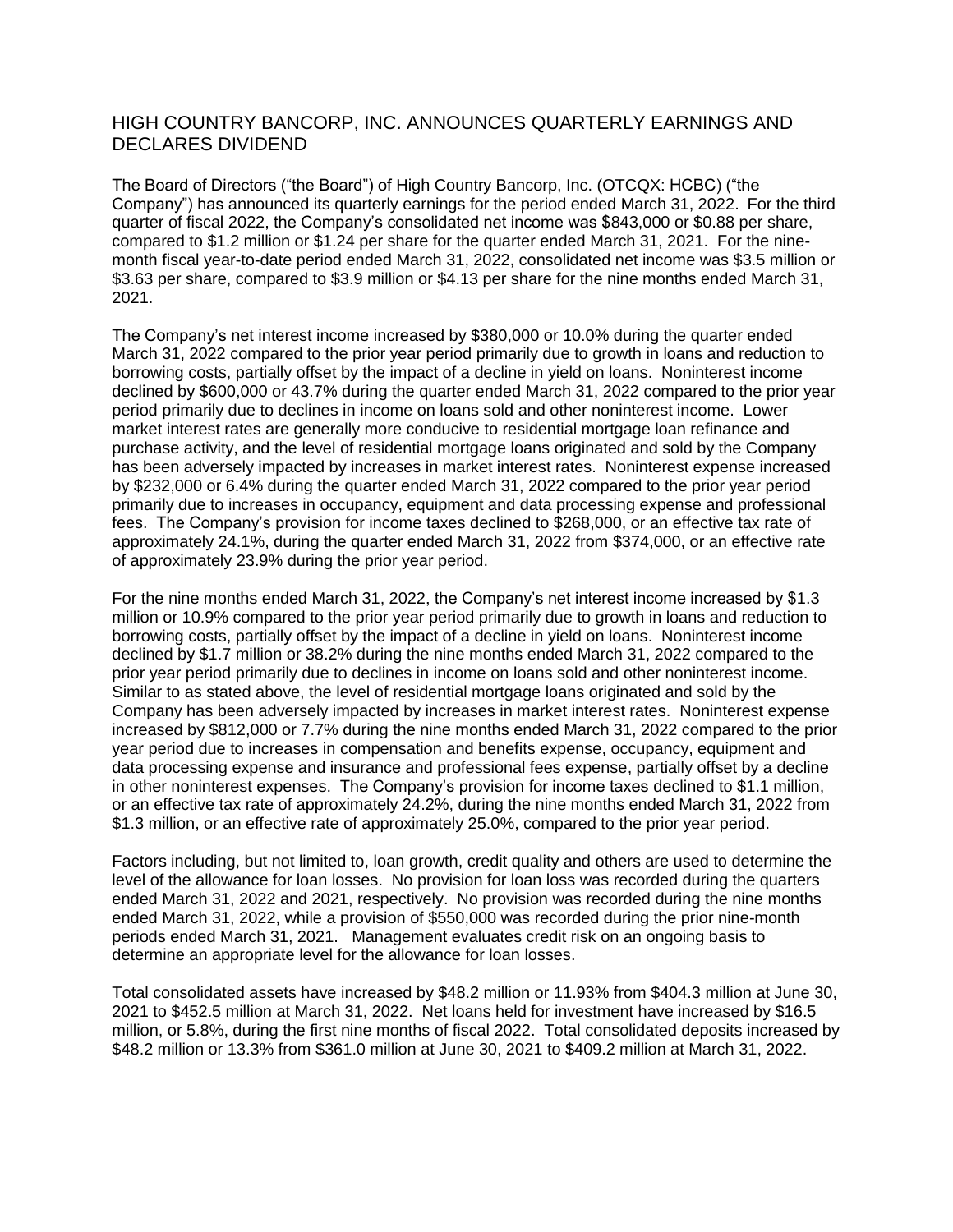## HIGH COUNTRY BANCORP, INC. ANNOUNCES QUARTERLY EARNINGS AND DECLARES DIVIDEND

The Board of Directors ("the Board") of High Country Bancorp, Inc. (OTCQX: HCBC) ("the Company") has announced its quarterly earnings for the period ended March 31, 2022. For the third quarter of fiscal 2022, the Company's consolidated net income was $843,000 or $0.88 per share, compared to $1.2 million or $1.24 per share for the quarter ended March 31, 2021. For the nine-month fiscal year-to-date period ended March 31, 2022, consolidated net income was $3.5 million or $3.63 per share, compared to $3.9 million or $4.13 per share for the nine months ended March 31, 2021.

The Company's net interest income increased by $380,000 or 10.0% during the quarter ended March 31, 2022 compared to the prior year period primarily due to growth in loans and reduction to borrowing costs, partially offset by the impact of a decline in yield on loans. Noninterest income declined by $600,000 or 43.7% during the quarter ended March 31, 2022 compared to the prior year period primarily due to declines in income on loans sold and other noninterest income. Lower market interest rates are generally more conducive to residential mortgage loan refinance and purchase activity, and the level of residential mortgage loans originated and sold by the Company has been adversely impacted by increases in market interest rates. Noninterest expense increased by $232,000 or 6.4% during the quarter ended March 31, 2022 compared to the prior year period primarily due to increases in occupancy, equipment and data processing expense and professional fees. The Company's provision for income taxes declined to $268,000, or an effective tax rate of approximately 24.1%, during the quarter ended March 31, 2022 from $374,000, or an effective rate of approximately 23.9% during the prior year period.

For the nine months ended March 31, 2022, the Company's net interest income increased by $1.3 million or 10.9% compared to the prior year period primarily due to growth in loans and reduction to borrowing costs, partially offset by the impact of a decline in yield on loans. Noninterest income declined by $1.7 million or 38.2% during the nine months ended March 31, 2022 compared to the prior year period primarily due to declines in income on loans sold and other noninterest income. Similar to as stated above, the level of residential mortgage loans originated and sold by the Company has been adversely impacted by increases in market interest rates. Noninterest expense increased by $812,000 or 7.7% during the nine months ended March 31, 2022 compared to the prior year period due to increases in compensation and benefits expense, occupancy, equipment and data processing expense and insurance and professional fees expense, partially offset by a decline in other noninterest expenses. The Company's provision for income taxes declined to $1.1 million, or an effective tax rate of approximately 24.2%, during the nine months ended March 31, 2022 from $1.3 million, or an effective rate of approximately 25.0%, compared to the prior year period.

Factors including, but not limited to, loan growth, credit quality and others are used to determine the level of the allowance for loan losses. No provision for loan loss was recorded during the quarters ended March 31, 2022 and 2021, respectively. No provision was recorded during the nine months ended March 31, 2022, while a provision of $550,000 was recorded during the prior nine-month periods ended March 31, 2021. Management evaluates credit risk on an ongoing basis to determine an appropriate level for the allowance for loan losses.

Total consolidated assets have increased by $48.2 million or 11.93% from $404.3 million at June 30, 2021 to $452.5 million at March 31, 2022. Net loans held for investment have increased by $16.5 million, or 5.8%, during the first nine months of fiscal 2022. Total consolidated deposits increased by $48.2 million or 13.3% from $361.0 million at June 30, 2021 to $409.2 million at March 31, 2022.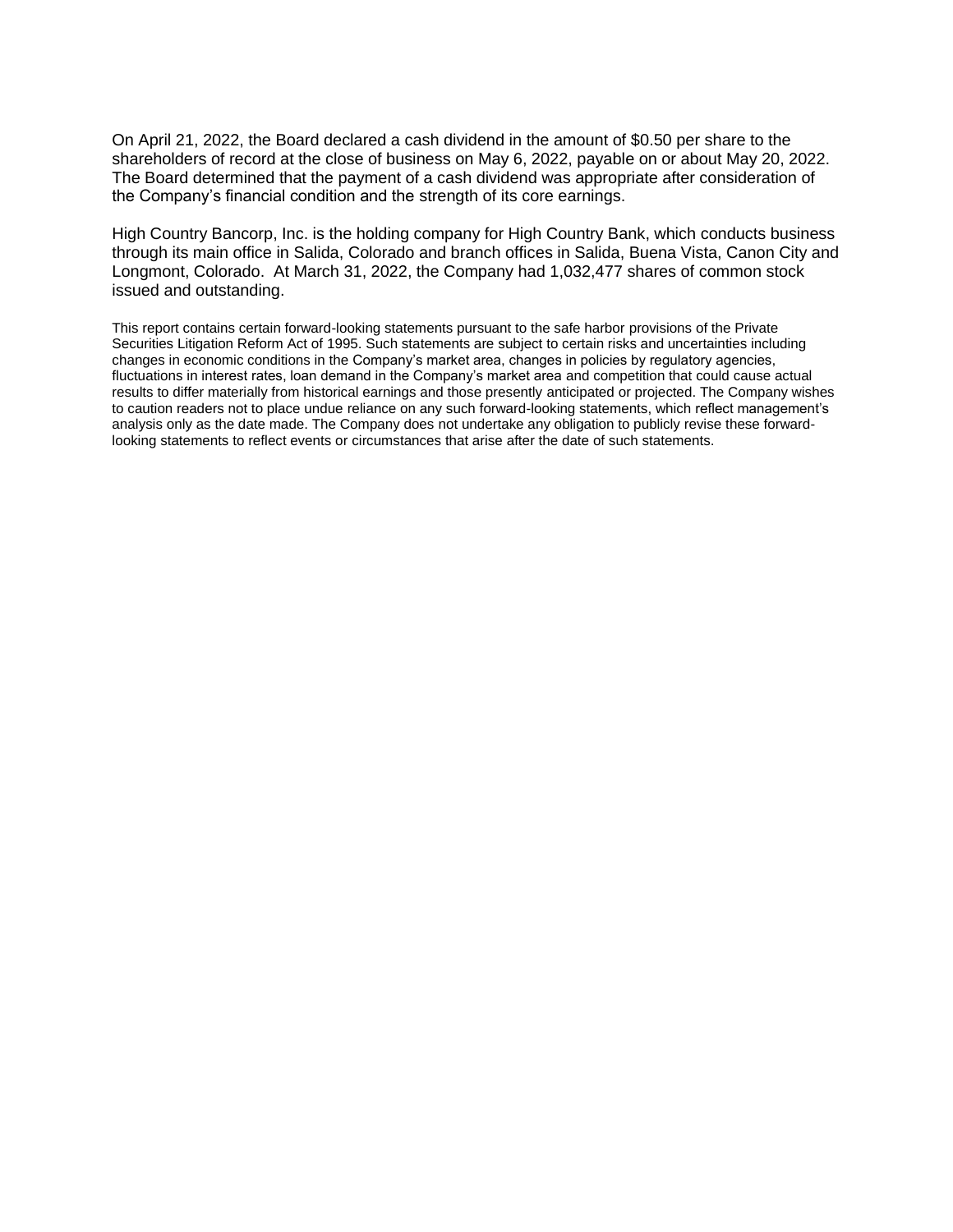On April 21, 2022, the Board declared a cash dividend in the amount of $0.50 per share to the shareholders of record at the close of business on May 6, 2022, payable on or about May 20, 2022. The Board determined that the payment of a cash dividend was appropriate after consideration of the Company's financial condition and the strength of its core earnings.

High Country Bancorp, Inc. is the holding company for High Country Bank, which conducts business through its main office in Salida, Colorado and branch offices in Salida, Buena Vista, Canon City and Longmont, Colorado. At March 31, 2022, the Company had 1,032,477 shares of common stock issued and outstanding.

This report contains certain forward-looking statements pursuant to the safe harbor provisions of the Private Securities Litigation Reform Act of 1995. Such statements are subject to certain risks and uncertainties including changes in economic conditions in the Company's market area, changes in policies by regulatory agencies, fluctuations in interest rates, loan demand in the Company's market area and competition that could cause actual results to differ materially from historical earnings and those presently anticipated or projected. The Company wishes to caution readers not to place undue reliance on any such forward-looking statements, which reflect management's analysis only as the date made. The Company does not undertake any obligation to publicly revise these forward-looking statements to reflect events or circumstances that arise after the date of such statements.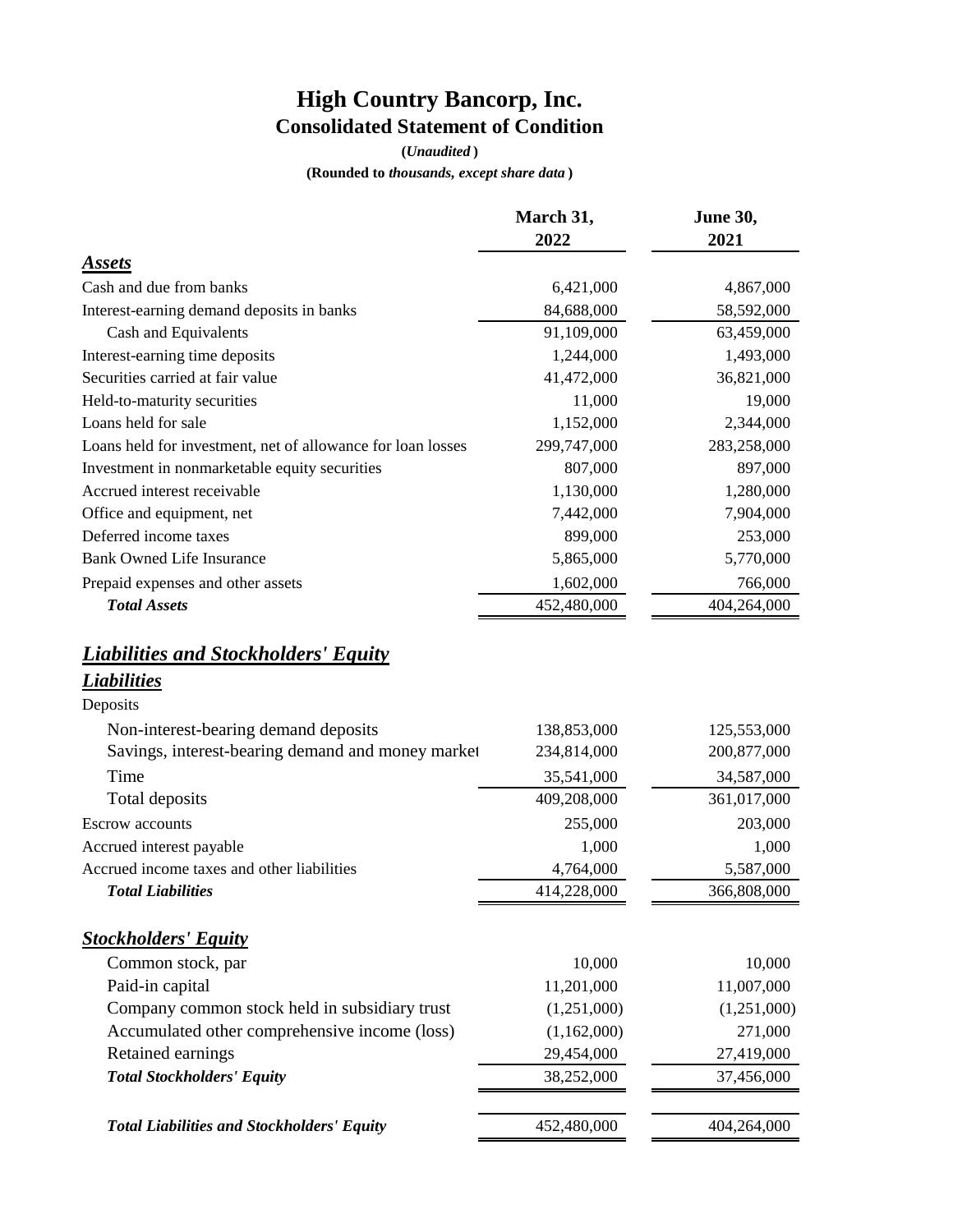# High Country Bancorp, Inc.

## Consolidated Statement of Condition

**(*Unaudited*)**

**(Rounded to *thousands, except share data*)**

| | March 31, 2022 | June 30, 2021 |
|---|---|---|
| ***Assets*** | | |
| Cash and due from banks | 6,421,000 | 4,867,000 |
| Interest-earning demand deposits in banks | 84,688,000 | 58,592,000 |
| Cash and Equivalents | 91,109,000 | 63,459,000 |
| Interest-earning time deposits | 1,244,000 | 1,493,000 |
| Securities carried at fair value | 41,472,000 | 36,821,000 |
| Held-to-maturity securities | 11,000 | 19,000 |
| Loans held for sale | 1,152,000 | 2,344,000 |
| Loans held for investment, net of allowance for loan losses | 299,747,000 | 283,258,000 |
| Investment in nonmarketable equity securities | 807,000 | 897,000 |
| Accrued interest receivable | 1,130,000 | 1,280,000 |
| Office and equipment, net | 7,442,000 | 7,904,000 |
| Deferred income taxes | 899,000 | 253,000 |
| Bank Owned Life Insurance | 5,865,000 | 5,770,000 |
| Prepaid expenses and other assets | 1,602,000 | 766,000 |
| ***Total Assets*** | 452,480,000 | 404,264,000 |
| ***Liabilities and Stockholders' Equity*** | | |
| ***Liabilities*** | | |
| Deposits | | |
| Non-interest-bearing demand deposits | 138,853,000 | 125,553,000 |
| Savings, interest-bearing demand and money market | 234,814,000 | 200,877,000 |
| Time | 35,541,000 | 34,587,000 |
| Total deposits | 409,208,000 | 361,017,000 |
| Escrow accounts | 255,000 | 203,000 |
| Accrued interest payable | 1,000 | 1,000 |
| Accrued income taxes and other liabilities | 4,764,000 | 5,587,000 |
| ***Total Liabilities*** | 414,228,000 | 366,808,000 |
| ***Stockholders' Equity*** | | |
| Common stock, par | 10,000 | 10,000 |
| Paid-in capital | 11,201,000 | 11,007,000 |
| Company common stock held in subsidiary trust | (1,251,000) | (1,251,000) |
| Accumulated other comprehensive income (loss) | (1,162,000) | 271,000 |
| Retained earnings | 29,454,000 | 27,419,000 |
| ***Total Stockholders' Equity*** | 38,252,000 | 37,456,000 |
| ***Total Liabilities and Stockholders' Equity*** | 452,480,000 | 404,264,000 |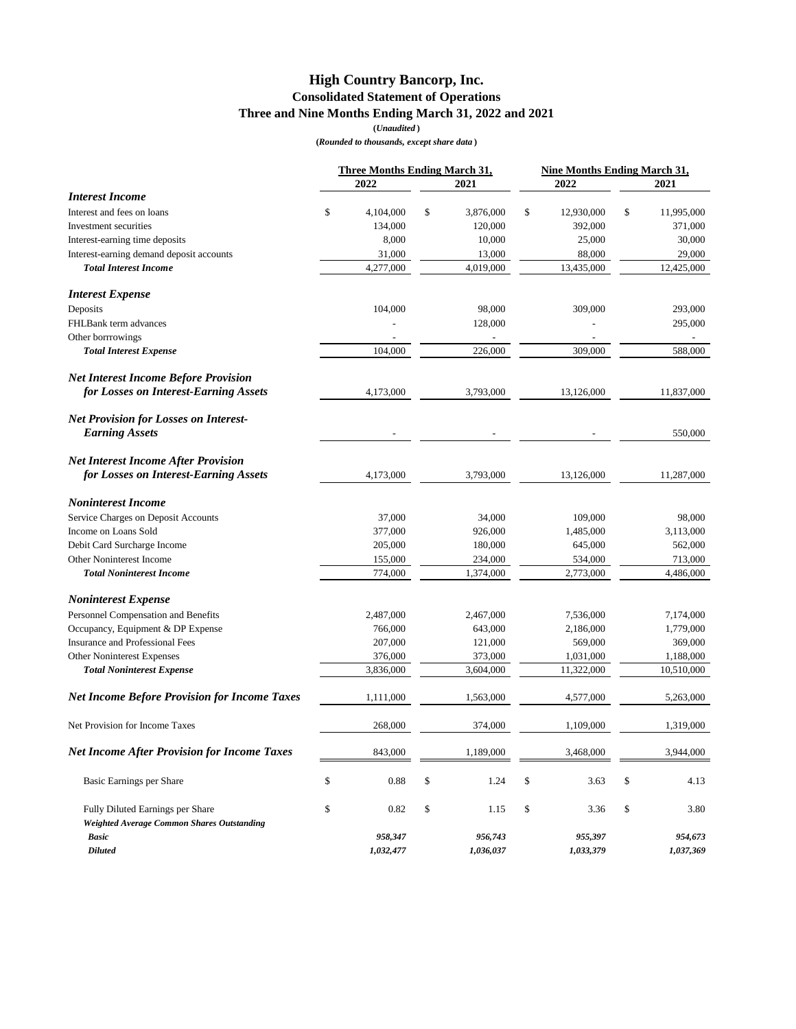# High Country Bancorp, Inc.

## Consolidated Statement of Operations

### Three and Nine Months Ending March 31, 2022 and 2021

**(*Unaudited*)**

**(*Rounded to thousands, except share data*)**

| | Three Months Ending March 31, | | Nine Months Ending March 31, | |
|---|---|---|---|---|
| | 2022 | 2021 | 2022 | 2021 |
| ***Interest Income*** | | | | |
| Interest and fees on loans | $ 4,104,000 | $ 3,876,000 | $ 12,930,000 | $ 11,995,000 |
| Investment securities | 134,000 | 120,000 | 392,000 | 371,000 |
| Interest-earning time deposits | 8,000 | 10,000 | 25,000 | 30,000 |
| Interest-earning demand deposit accounts | 31,000 | 13,000 | 88,000 | 29,000 |
| ***Total Interest Income*** | 4,277,000 | 4,019,000 | 13,435,000 | 12,425,000 |
| ***Interest Expense*** | | | | |
| Deposits | 104,000 | 98,000 | 309,000 | 293,000 |
| FHLBank term advances | - | 128,000 | - | 295,000 |
| Other borrrowings | - | - | - | - |
| ***Total Interest Expense*** | 104,000 | 226,000 | 309,000 | 588,000 |
| ***Net Interest Income Before Provision for Losses on Interest-Earning Assets*** | 4,173,000 | 3,793,000 | 13,126,000 | 11,837,000 |
| ***Net Provision for Losses on Interest-Earning Assets*** | - | - | - | 550,000 |
| ***Net Interest Income After Provision for Losses on Interest-Earning Assets*** | 4,173,000 | 3,793,000 | 13,126,000 | 11,287,000 |
| ***Noninterest Income*** | | | | |
| Service Charges on Deposit Accounts | 37,000 | 34,000 | 109,000 | 98,000 |
| Income on Loans Sold | 377,000 | 926,000 | 1,485,000 | 3,113,000 |
| Debit Card Surcharge Income | 205,000 | 180,000 | 645,000 | 562,000 |
| Other Noninterest Income | 155,000 | 234,000 | 534,000 | 713,000 |
| ***Total Noninterest Income*** | 774,000 | 1,374,000 | 2,773,000 | 4,486,000 |
| ***Noninterest Expense*** | | | | |
| Personnel Compensation and Benefits | 2,487,000 | 2,467,000 | 7,536,000 | 7,174,000 |
| Occupancy, Equipment & DP Expense | 766,000 | 643,000 | 2,186,000 | 1,779,000 |
| Insurance and Professional Fees | 207,000 | 121,000 | 569,000 | 369,000 |
| Other Noninterest Expenses | 376,000 | 373,000 | 1,031,000 | 1,188,000 |
| ***Total Noninterest Expense*** | 3,836,000 | 3,604,000 | 11,322,000 | 10,510,000 |
| ***Net Income Before Provision for Income Taxes*** | 1,111,000 | 1,563,000 | 4,577,000 | 5,263,000 |
| Net Provision for Income Taxes | 268,000 | 374,000 | 1,109,000 | 1,319,000 |
| ***Net Income After Provision for Income Taxes*** | 843,000 | 1,189,000 | 3,468,000 | 3,944,000 |
| Basic Earnings per Share | $ 0.88 | $ 1.24 | $ 3.63 | $ 4.13 |
| Fully Diluted Earnings per Share | $ 0.82 | $ 1.15 | $ 3.36 | $ 3.80 |
| ***Weighted Average Common Shares Outstanding*** | | | | |
| ***Basic*** | *958,347* | *956,743* | *955,397* | *954,673* |
| ***Diluted*** | *1,032,477* | *1,036,037* | *1,033,379* | *1,037,369* |